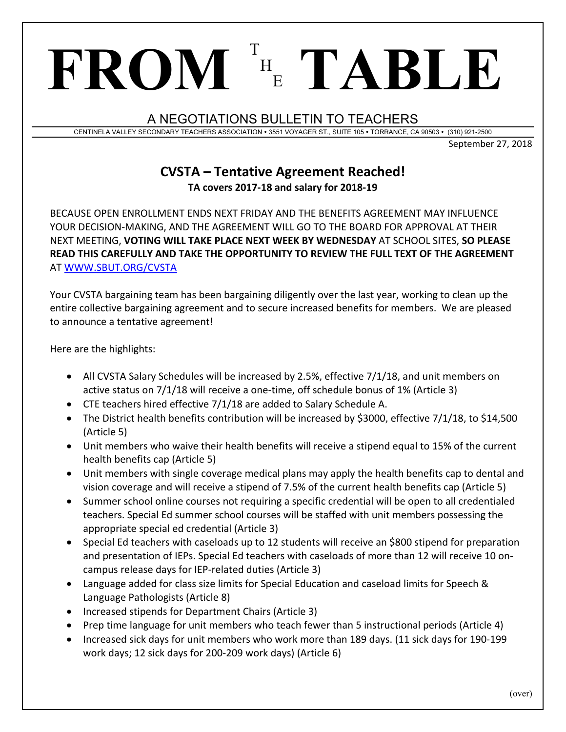# FROM THE TABLE

A NEGOTIATIONS BULLETIN TO TEACHERS

CENTINELA VALLEY SECONDARY TEACHERS ASSOCIATION • 3551 VOYAGER ST., SUITE 105 • TORRANCE, CA 90503 • (310) 921-2500

September 27, 2018

## CVSTA – Tentative Agreement Reached!

**TA covers 2017-18 and salary for 2018-19**

BECAUSE OPEN ENROLLMENT ENDS NEXT FRIDAY AND THE BENEFITS AGREEMENT MAY INFLUENCE YOUR DECISION-MAKING, AND THE AGREEMENT WILL GO TO THE BOARD FOR APPROVAL AT THEIR NEXT MEETING, **VOTING WILL TAKE PLACE NEXT WEEK BY WEDNESDAY** AT SCHOOL SITES, **SO PLEASE READ THIS CAREFULLY AND TAKE THE OPPORTUNITY TO REVIEW THE FULL TEXT OF THE AGREEMENT** AT [WWW.SBUT.ORG/CVSTA](http://www.sbut.org/cvsta)

Your CVSTA bargaining team has been bargaining diligently over the last year, working to clean up the entire collective bargaining agreement and to secure increased benefits for members. We are pleased to announce a tentative agreement!

Here are the highlights:

- All CVSTA Salary Schedules will be increased by 2.5%, effective 7/1/18, and unit members on active status on 7/1/18 will receive a one-time, off schedule bonus of 1% (Article 3)
- CTE teachers hired effective 7/1/18 are added to Salary Schedule A.
- The District health benefits contribution will be increased by $3000, effective 7/1/18, to $14,500 (Article 5)
- Unit members who waive their health benefits will receive a stipend equal to 15% of the current health benefits cap (Article 5)
- Unit members with single coverage medical plans may apply the health benefits cap to dental and vision coverage and will receive a stipend of 7.5% of the current health benefits cap (Article 5)
- Summer school online courses not requiring a specific credential will be open to all credentialed teachers. Special Ed summer school courses will be staffed with unit members possessing the appropriate special ed credential (Article 3)
- Special Ed teachers with caseloads up to 12 students will receive an $800 stipend for preparation and presentation of IEPs. Special Ed teachers with caseloads of more than 12 will receive 10 on-campus release days for IEP-related duties (Article 3)
- Language added for class size limits for Special Education and caseload limits for Speech & Language Pathologists (Article 8)
- Increased stipends for Department Chairs (Article 3)
- Prep time language for unit members who teach fewer than 5 instructional periods (Article 4)
- Increased sick days for unit members who work more than 189 days. (11 sick days for 190-199 work days; 12 sick days for 200-209 work days) (Article 6)

(over)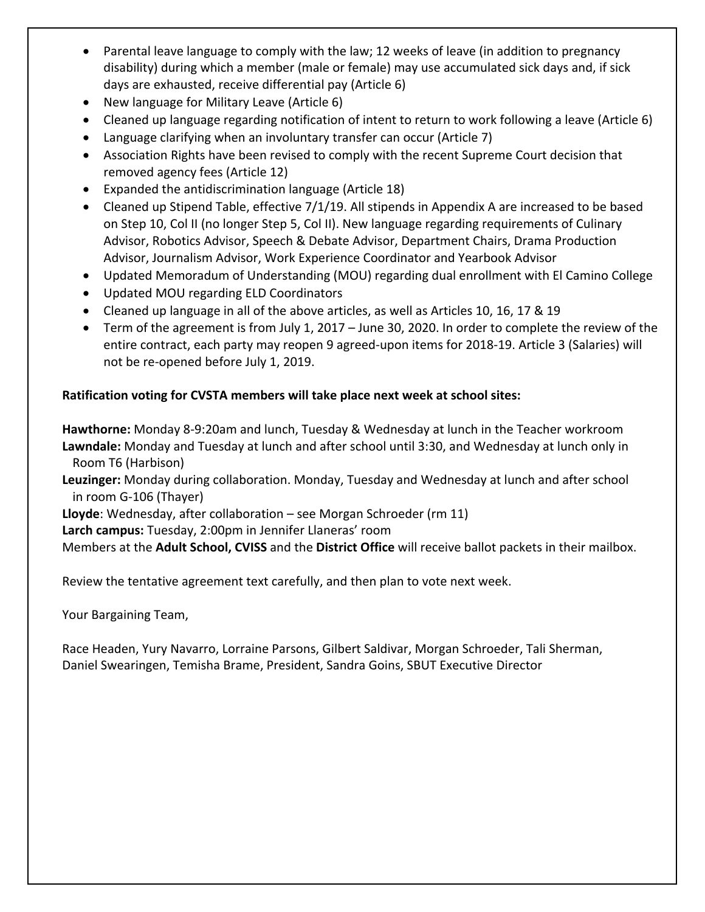- Parental leave language to comply with the law; 12 weeks of leave (in addition to pregnancy disability) during which a member (male or female) may use accumulated sick days and, if sick days are exhausted, receive differential pay (Article 6)
- New language for Military Leave (Article 6)
- Cleaned up language regarding notification of intent to return to work following a leave (Article 6)
- Language clarifying when an involuntary transfer can occur (Article 7)
- Association Rights have been revised to comply with the recent Supreme Court decision that removed agency fees (Article 12)
- Expanded the antidiscrimination language (Article 18)
- Cleaned up Stipend Table, effective 7/1/19. All stipends in Appendix A are increased to be based on Step 10, Col II (no longer Step 5, Col II). New language regarding requirements of Culinary Advisor, Robotics Advisor, Speech & Debate Advisor, Department Chairs, Drama Production Advisor, Journalism Advisor, Work Experience Coordinator and Yearbook Advisor
- Updated Memoradum of Understanding (MOU) regarding dual enrollment with El Camino College
- Updated MOU regarding ELD Coordinators
- Cleaned up language in all of the above articles, as well as Articles 10, 16, 17 & 19
- Term of the agreement is from July 1, 2017 – June 30, 2020. In order to complete the review of the entire contract, each party may reopen 9 agreed-upon items for 2018-19. Article 3 (Salaries) will not be re-opened before July 1, 2019.

**Ratification voting for CVSTA members will take place next week at school sites:**

**Hawthorne:** Monday 8-9:20am and lunch, Tuesday & Wednesday at lunch in the Teacher workroom
**Lawndale:** Monday and Tuesday at lunch and after school until 3:30, and Wednesday at lunch only in Room T6 (Harbison)
**Leuzinger:** Monday during collaboration. Monday, Tuesday and Wednesday at lunch and after school in room G-106 (Thayer)
**Lloyde**: Wednesday, after collaboration – see Morgan Schroeder (rm 11)
**Larch campus:** Tuesday, 2:00pm in Jennifer Llaneras' room
Members at the **Adult School, CVISS** and the **District Office** will receive ballot packets in their mailbox.

Review the tentative agreement text carefully, and then plan to vote next week.

Your Bargaining Team,

Race Headen, Yury Navarro, Lorraine Parsons, Gilbert Saldivar, Morgan Schroeder, Tali Sherman, Daniel Swearingen, Temisha Brame, President, Sandra Goins, SBUT Executive Director